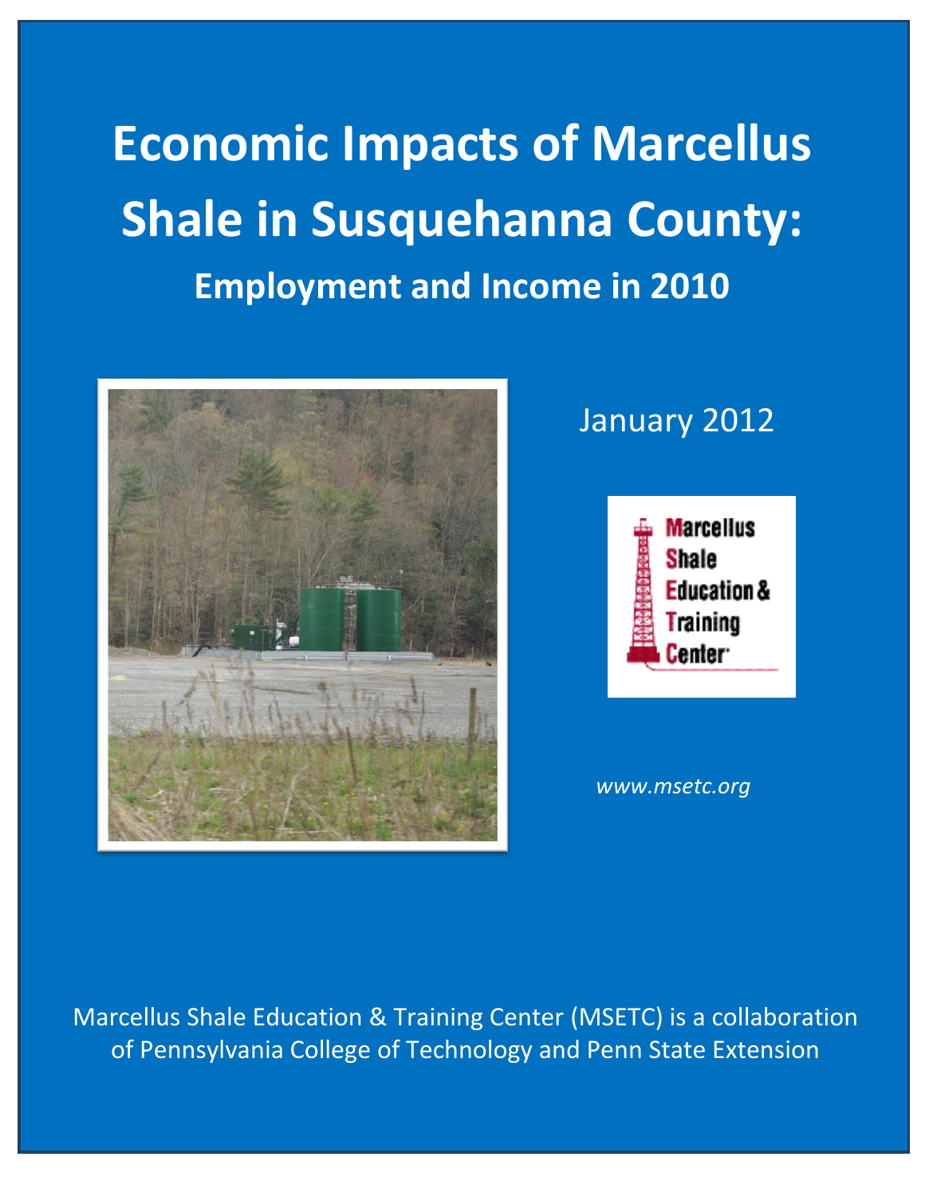# Economic Impacts of Marcellus Shale in Susquehanna County:

## Employment and Income in 2010

January 2012

Marcellus Shale Education & Training Center

*www.msetc.org*

Marcellus Shale Education & Training Center (MSETC) is a collaboration of Pennsylvania College of Technology and Penn State Extension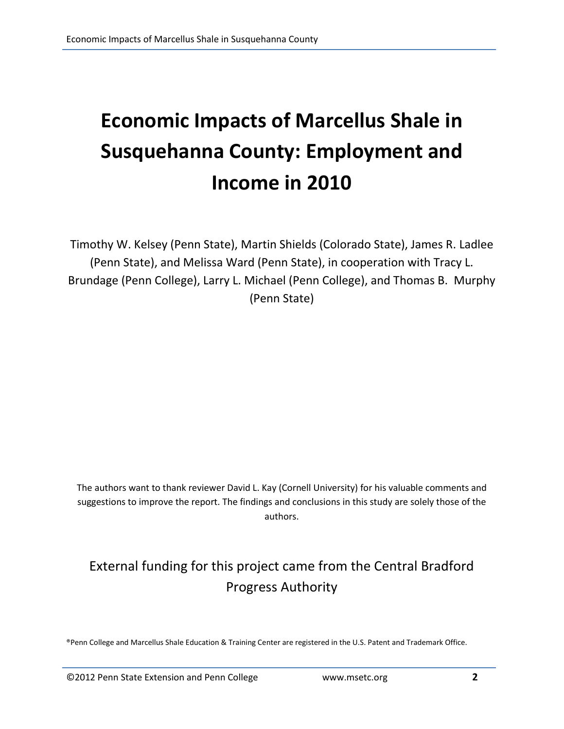# Economic Impacts of Marcellus Shale in Susquehanna County: Employment and Income in 2010

Timothy W. Kelsey (Penn State), Martin Shields (Colorado State), James R. Ladlee (Penn State), and Melissa Ward (Penn State), in cooperation with Tracy L. Brundage (Penn College), Larry L. Michael (Penn College), and Thomas B. Murphy (Penn State)

The authors want to thank reviewer David L. Kay (Cornell University) for his valuable comments and suggestions to improve the report. The findings and conclusions in this study are solely those of the authors.

External funding for this project came from the Central Bradford Progress Authority

®Penn College and Marcellus Shale Education & Training Center are registered in the U.S. Patent and Trademark Office.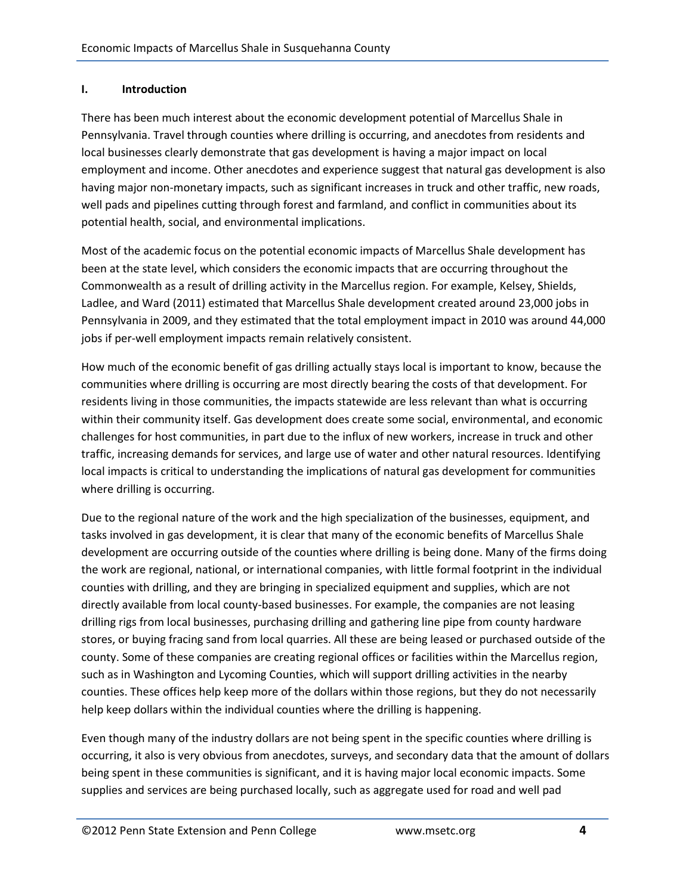## I. Introduction

There has been much interest about the economic development potential of Marcellus Shale in Pennsylvania. Travel through counties where drilling is occurring, and anecdotes from residents and local businesses clearly demonstrate that gas development is having a major impact on local employment and income. Other anecdotes and experience suggest that natural gas development is also having major non-monetary impacts, such as significant increases in truck and other traffic, new roads, well pads and pipelines cutting through forest and farmland, and conflict in communities about its potential health, social, and environmental implications.

Most of the academic focus on the potential economic impacts of Marcellus Shale development has been at the state level, which considers the economic impacts that are occurring throughout the Commonwealth as a result of drilling activity in the Marcellus region. For example, Kelsey, Shields, Ladlee, and Ward (2011) estimated that Marcellus Shale development created around 23,000 jobs in Pennsylvania in 2009, and they estimated that the total employment impact in 2010 was around 44,000 jobs if per-well employment impacts remain relatively consistent.

How much of the economic benefit of gas drilling actually stays local is important to know, because the communities where drilling is occurring are most directly bearing the costs of that development. For residents living in those communities, the impacts statewide are less relevant than what is occurring within their community itself. Gas development does create some social, environmental, and economic challenges for host communities, in part due to the influx of new workers, increase in truck and other traffic, increasing demands for services, and large use of water and other natural resources. Identifying local impacts is critical to understanding the implications of natural gas development for communities where drilling is occurring.

Due to the regional nature of the work and the high specialization of the businesses, equipment, and tasks involved in gas development, it is clear that many of the economic benefits of Marcellus Shale development are occurring outside of the counties where drilling is being done. Many of the firms doing the work are regional, national, or international companies, with little formal footprint in the individual counties with drilling, and they are bringing in specialized equipment and supplies, which are not directly available from local county-based businesses. For example, the companies are not leasing drilling rigs from local businesses, purchasing drilling and gathering line pipe from county hardware stores, or buying fracing sand from local quarries. All these are being leased or purchased outside of the county. Some of these companies are creating regional offices or facilities within the Marcellus region, such as in Washington and Lycoming Counties, which will support drilling activities in the nearby counties. These offices help keep more of the dollars within those regions, but they do not necessarily help keep dollars within the individual counties where the drilling is happening.

Even though many of the industry dollars are not being spent in the specific counties where drilling is occurring, it also is very obvious from anecdotes, surveys, and secondary data that the amount of dollars being spent in these communities is significant, and it is having major local economic impacts. Some supplies and services are being purchased locally, such as aggregate used for road and well pad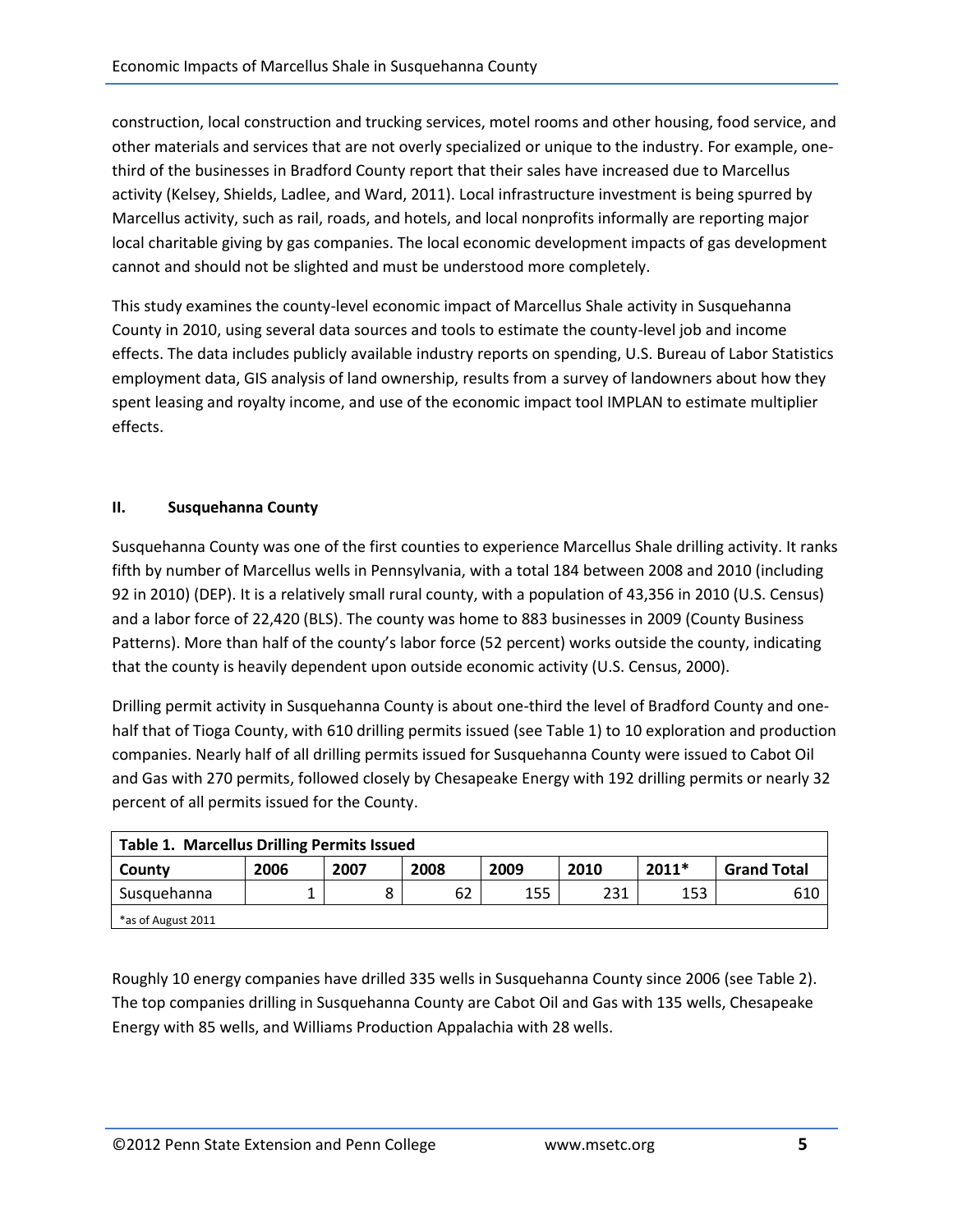construction, local construction and trucking services, motel rooms and other housing, food service, and other materials and services that are not overly specialized or unique to the industry. For example, one-third of the businesses in Bradford County report that their sales have increased due to Marcellus activity (Kelsey, Shields, Ladlee, and Ward, 2011). Local infrastructure investment is being spurred by Marcellus activity, such as rail, roads, and hotels, and local nonprofits informally are reporting major local charitable giving by gas companies. The local economic development impacts of gas development cannot and should not be slighted and must be understood more completely.

This study examines the county-level economic impact of Marcellus Shale activity in Susquehanna County in 2010, using several data sources and tools to estimate the county-level job and income effects. The data includes publicly available industry reports on spending, U.S. Bureau of Labor Statistics employment data, GIS analysis of land ownership, results from a survey of landowners about how they spent leasing and royalty income, and use of the economic impact tool IMPLAN to estimate multiplier effects.

## II. Susquehanna County

Susquehanna County was one of the first counties to experience Marcellus Shale drilling activity. It ranks fifth by number of Marcellus wells in Pennsylvania, with a total 184 between 2008 and 2010 (including 92 in 2010) (DEP). It is a relatively small rural county, with a population of 43,356 in 2010 (U.S. Census) and a labor force of 22,420 (BLS). The county was home to 883 businesses in 2009 (County Business Patterns). More than half of the county's labor force (52 percent) works outside the county, indicating that the county is heavily dependent upon outside economic activity (U.S. Census, 2000).

Drilling permit activity in Susquehanna County is about one-third the level of Bradford County and one-half that of Tioga County, with 610 drilling permits issued (see Table 1) to 10 exploration and production companies. Nearly half of all drilling permits issued for Susquehanna County were issued to Cabot Oil and Gas with 270 permits, followed closely by Chesapeake Energy with 192 drilling permits or nearly 32 percent of all permits issued for the County.

**Table 1. Marcellus Drilling Permits Issued**

| County | 2006 | 2007 | 2008 | 2009 | 2010 | 2011* | Grand Total |
|---|---|---|---|---|---|---|---|
| Susquehanna | 1 | 8 | 62 | 155 | 231 | 153 | 610 |

*as of August 2011

Roughly 10 energy companies have drilled 335 wells in Susquehanna County since 2006 (see Table 2). The top companies drilling in Susquehanna County are Cabot Oil and Gas with 135 wells, Chesapeake Energy with 85 wells, and Williams Production Appalachia with 28 wells.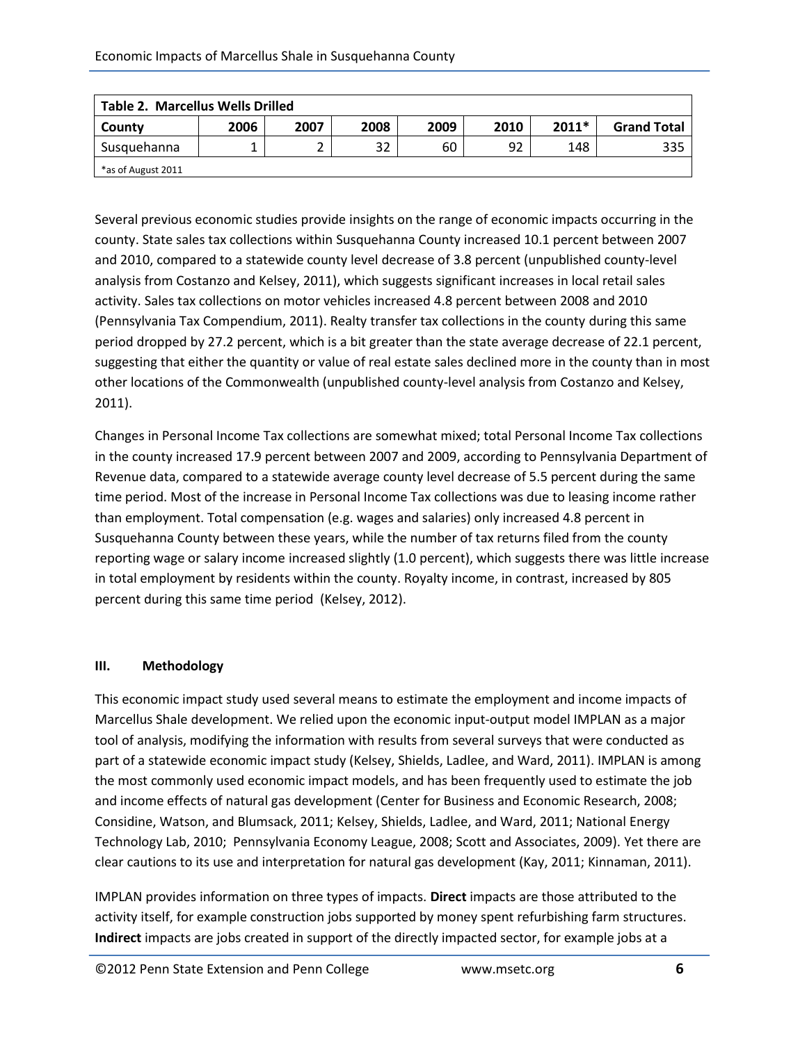**Table 2. Marcellus Wells Drilled**

| County | 2006 | 2007 | 2008 | 2009 | 2010 | 2011* | Grand Total |
|---|---|---|---|---|---|---|---|
| Susquehanna | 1 | 2 | 32 | 60 | 92 | 148 | 335 |

*as of August 2011

Several previous economic studies provide insights on the range of economic impacts occurring in the county. State sales tax collections within Susquehanna County increased 10.1 percent between 2007 and 2010, compared to a statewide county level decrease of 3.8 percent (unpublished county-level analysis from Costanzo and Kelsey, 2011), which suggests significant increases in local retail sales activity. Sales tax collections on motor vehicles increased 4.8 percent between 2008 and 2010 (Pennsylvania Tax Compendium, 2011). Realty transfer tax collections in the county during this same period dropped by 27.2 percent, which is a bit greater than the state average decrease of 22.1 percent, suggesting that either the quantity or value of real estate sales declined more in the county than in most other locations of the Commonwealth (unpublished county-level analysis from Costanzo and Kelsey, 2011).

Changes in Personal Income Tax collections are somewhat mixed; total Personal Income Tax collections in the county increased 17.9 percent between 2007 and 2009, according to Pennsylvania Department of Revenue data, compared to a statewide average county level decrease of 5.5 percent during the same time period. Most of the increase in Personal Income Tax collections was due to leasing income rather than employment. Total compensation (e.g. wages and salaries) only increased 4.8 percent in Susquehanna County between these years, while the number of tax returns filed from the county reporting wage or salary income increased slightly (1.0 percent), which suggests there was little increase in total employment by residents within the county. Royalty income, in contrast, increased by 805 percent during this same time period (Kelsey, 2012).

## III. Methodology

This economic impact study used several means to estimate the employment and income impacts of Marcellus Shale development. We relied upon the economic input-output model IMPLAN as a major tool of analysis, modifying the information with results from several surveys that were conducted as part of a statewide economic impact study (Kelsey, Shields, Ladlee, and Ward, 2011). IMPLAN is among the most commonly used economic impact models, and has been frequently used to estimate the job and income effects of natural gas development (Center for Business and Economic Research, 2008; Considine, Watson, and Blumsack, 2011; Kelsey, Shields, Ladlee, and Ward, 2011; National Energy Technology Lab, 2010; Pennsylvania Economy League, 2008; Scott and Associates, 2009). Yet there are clear cautions to its use and interpretation for natural gas development (Kay, 2011; Kinnaman, 2011).

IMPLAN provides information on three types of impacts. **Direct** impacts are those attributed to the activity itself, for example construction jobs supported by money spent refurbishing farm structures. **Indirect** impacts are jobs created in support of the directly impacted sector, for example jobs at a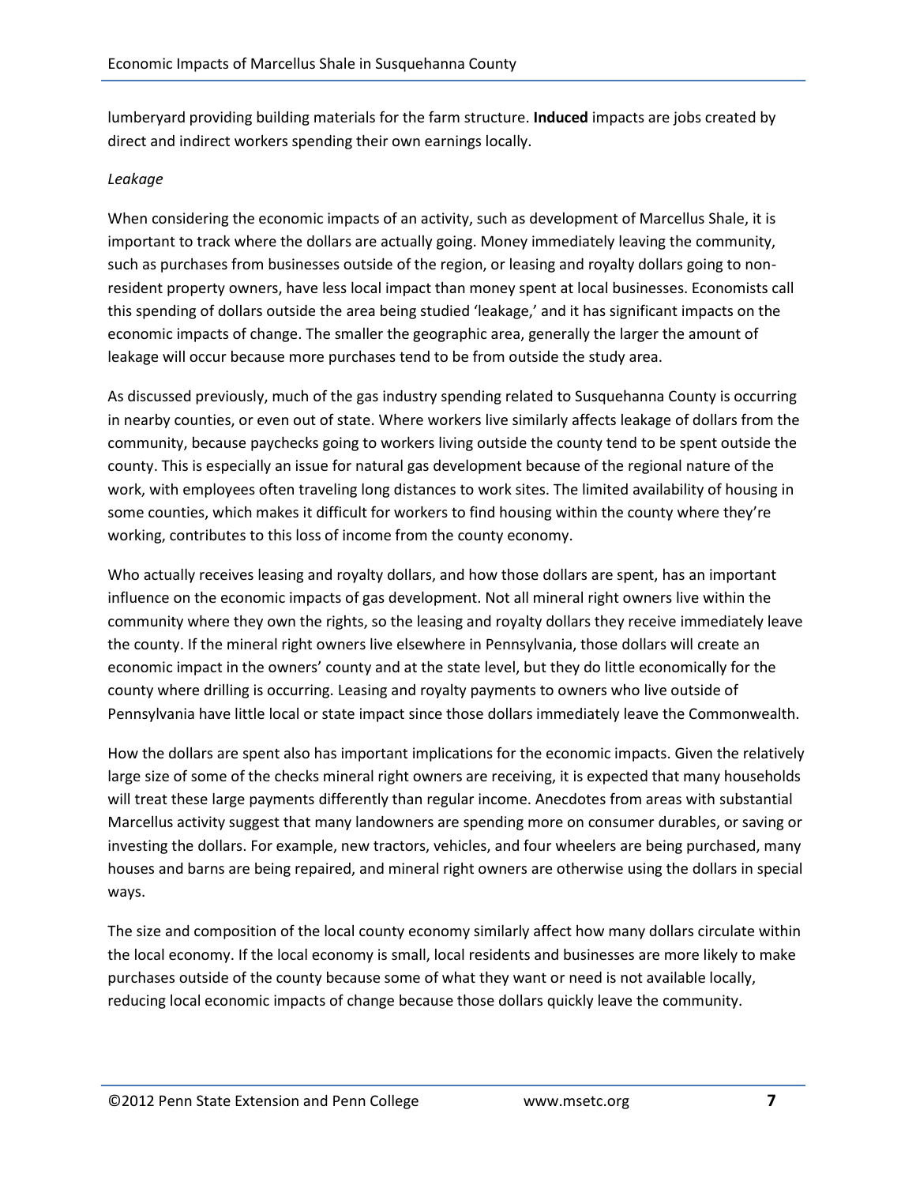lumberyard providing building materials for the farm structure. **Induced** impacts are jobs created by direct and indirect workers spending their own earnings locally.

*Leakage*

When considering the economic impacts of an activity, such as development of Marcellus Shale, it is important to track where the dollars are actually going. Money immediately leaving the community, such as purchases from businesses outside of the region, or leasing and royalty dollars going to non-resident property owners, have less local impact than money spent at local businesses. Economists call this spending of dollars outside the area being studied 'leakage,' and it has significant impacts on the economic impacts of change. The smaller the geographic area, generally the larger the amount of leakage will occur because more purchases tend to be from outside the study area.

As discussed previously, much of the gas industry spending related to Susquehanna County is occurring in nearby counties, or even out of state. Where workers live similarly affects leakage of dollars from the community, because paychecks going to workers living outside the county tend to be spent outside the county. This is especially an issue for natural gas development because of the regional nature of the work, with employees often traveling long distances to work sites. The limited availability of housing in some counties, which makes it difficult for workers to find housing within the county where they're working, contributes to this loss of income from the county economy.

Who actually receives leasing and royalty dollars, and how those dollars are spent, has an important influence on the economic impacts of gas development. Not all mineral right owners live within the community where they own the rights, so the leasing and royalty dollars they receive immediately leave the county. If the mineral right owners live elsewhere in Pennsylvania, those dollars will create an economic impact in the owners' county and at the state level, but they do little economically for the county where drilling is occurring. Leasing and royalty payments to owners who live outside of Pennsylvania have little local or state impact since those dollars immediately leave the Commonwealth.

How the dollars are spent also has important implications for the economic impacts. Given the relatively large size of some of the checks mineral right owners are receiving, it is expected that many households will treat these large payments differently than regular income. Anecdotes from areas with substantial Marcellus activity suggest that many landowners are spending more on consumer durables, or saving or investing the dollars. For example, new tractors, vehicles, and four wheelers are being purchased, many houses and barns are being repaired, and mineral right owners are otherwise using the dollars in special ways.

The size and composition of the local county economy similarly affect how many dollars circulate within the local economy. If the local economy is small, local residents and businesses are more likely to make purchases outside of the county because some of what they want or need is not available locally, reducing local economic impacts of change because those dollars quickly leave the community.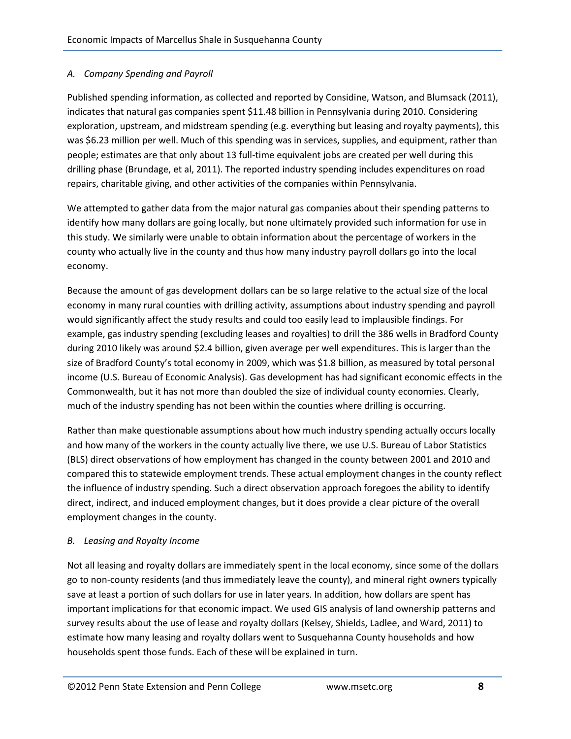### *A. Company Spending and Payroll*

Published spending information, as collected and reported by Considine, Watson, and Blumsack (2011), indicates that natural gas companies spent $11.48 billion in Pennsylvania during 2010. Considering exploration, upstream, and midstream spending (e.g. everything but leasing and royalty payments), this was $6.23 million per well. Much of this spending was in services, supplies, and equipment, rather than people; estimates are that only about 13 full-time equivalent jobs are created per well during this drilling phase (Brundage, et al, 2011). The reported industry spending includes expenditures on road repairs, charitable giving, and other activities of the companies within Pennsylvania.

We attempted to gather data from the major natural gas companies about their spending patterns to identify how many dollars are going locally, but none ultimately provided such information for use in this study. We similarly were unable to obtain information about the percentage of workers in the county who actually live in the county and thus how many industry payroll dollars go into the local economy.

Because the amount of gas development dollars can be so large relative to the actual size of the local economy in many rural counties with drilling activity, assumptions about industry spending and payroll would significantly affect the study results and could too easily lead to implausible findings. For example, gas industry spending (excluding leases and royalties) to drill the 386 wells in Bradford County during 2010 likely was around $2.4 billion, given average per well expenditures. This is larger than the size of Bradford County's total economy in 2009, which was $1.8 billion, as measured by total personal income (U.S. Bureau of Economic Analysis). Gas development has had significant economic effects in the Commonwealth, but it has not more than doubled the size of individual county economies. Clearly, much of the industry spending has not been within the counties where drilling is occurring.

Rather than make questionable assumptions about how much industry spending actually occurs locally and how many of the workers in the county actually live there, we use U.S. Bureau of Labor Statistics (BLS) direct observations of how employment has changed in the county between 2001 and 2010 and compared this to statewide employment trends. These actual employment changes in the county reflect the influence of industry spending. Such a direct observation approach foregoes the ability to identify direct, indirect, and induced employment changes, but it does provide a clear picture of the overall employment changes in the county.

### *B. Leasing and Royalty Income*

Not all leasing and royalty dollars are immediately spent in the local economy, since some of the dollars go to non-county residents (and thus immediately leave the county), and mineral right owners typically save at least a portion of such dollars for use in later years. In addition, how dollars are spent has important implications for that economic impact. We used GIS analysis of land ownership patterns and survey results about the use of lease and royalty dollars (Kelsey, Shields, Ladlee, and Ward, 2011) to estimate how many leasing and royalty dollars went to Susquehanna County households and how households spent those funds. Each of these will be explained in turn.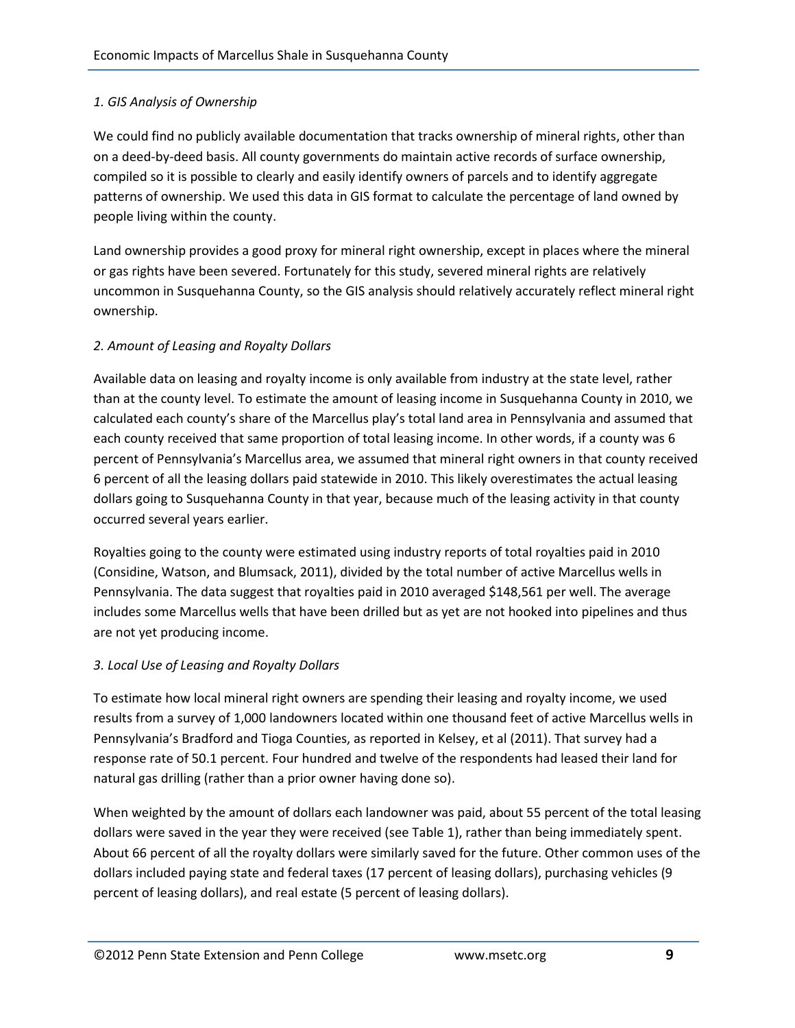*1. GIS Analysis of Ownership*

We could find no publicly available documentation that tracks ownership of mineral rights, other than on a deed-by-deed basis. All county governments do maintain active records of surface ownership, compiled so it is possible to clearly and easily identify owners of parcels and to identify aggregate patterns of ownership. We used this data in GIS format to calculate the percentage of land owned by people living within the county.

Land ownership provides a good proxy for mineral right ownership, except in places where the mineral or gas rights have been severed. Fortunately for this study, severed mineral rights are relatively uncommon in Susquehanna County, so the GIS analysis should relatively accurately reflect mineral right ownership.

*2. Amount of Leasing and Royalty Dollars*

Available data on leasing and royalty income is only available from industry at the state level, rather than at the county level. To estimate the amount of leasing income in Susquehanna County in 2010, we calculated each county's share of the Marcellus play's total land area in Pennsylvania and assumed that each county received that same proportion of total leasing income. In other words, if a county was 6 percent of Pennsylvania's Marcellus area, we assumed that mineral right owners in that county received 6 percent of all the leasing dollars paid statewide in 2010. This likely overestimates the actual leasing dollars going to Susquehanna County in that year, because much of the leasing activity in that county occurred several years earlier.

Royalties going to the county were estimated using industry reports of total royalties paid in 2010 (Considine, Watson, and Blumsack, 2011), divided by the total number of active Marcellus wells in Pennsylvania. The data suggest that royalties paid in 2010 averaged $148,561 per well. The average includes some Marcellus wells that have been drilled but as yet are not hooked into pipelines and thus are not yet producing income.

*3. Local Use of Leasing and Royalty Dollars*

To estimate how local mineral right owners are spending their leasing and royalty income, we used results from a survey of 1,000 landowners located within one thousand feet of active Marcellus wells in Pennsylvania's Bradford and Tioga Counties, as reported in Kelsey, et al (2011). That survey had a response rate of 50.1 percent. Four hundred and twelve of the respondents had leased their land for natural gas drilling (rather than a prior owner having done so).

When weighted by the amount of dollars each landowner was paid, about 55 percent of the total leasing dollars were saved in the year they were received (see Table 1), rather than being immediately spent. About 66 percent of all the royalty dollars were similarly saved for the future. Other common uses of the dollars included paying state and federal taxes (17 percent of leasing dollars), purchasing vehicles (9 percent of leasing dollars), and real estate (5 percent of leasing dollars).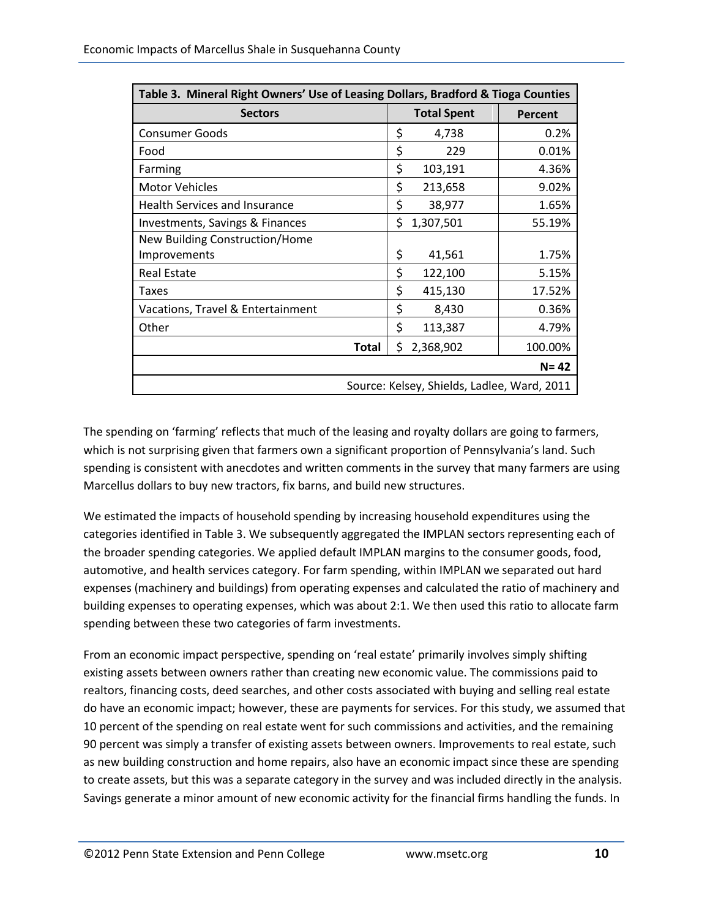| Table 3. Mineral Right Owners' Use of Leasing Dollars, Bradford & Tioga Counties | | |
|---|---|---|
| **Sectors** | **Total Spent** | **Percent** |
| Consumer Goods | $ 4,738 | 0.2% |
| Food | $ 229 | 0.01% |
| Farming | $ 103,191 | 4.36% |
| Motor Vehicles | $ 213,658 | 9.02% |
| Health Services and Insurance | $ 38,977 | 1.65% |
| Investments, Savings & Finances | $ 1,307,501 | 55.19% |
| New Building Construction/Home Improvements | $ 41,561 | 1.75% |
| Real Estate | $ 122,100 | 5.15% |
| Taxes | $ 415,130 | 17.52% |
| Vacations, Travel & Entertainment | $ 8,430 | 0.36% |
| Other | $ 113,387 | 4.79% |
| **Total** | $ 2,368,902 | 100.00% |
| | | **N= 42** |
| Source: Kelsey, Shields, Ladlee, Ward, 2011 | | |

The spending on 'farming' reflects that much of the leasing and royalty dollars are going to farmers, which is not surprising given that farmers own a significant proportion of Pennsylvania's land. Such spending is consistent with anecdotes and written comments in the survey that many farmers are using Marcellus dollars to buy new tractors, fix barns, and build new structures.

We estimated the impacts of household spending by increasing household expenditures using the categories identified in Table 3. We subsequently aggregated the IMPLAN sectors representing each of the broader spending categories. We applied default IMPLAN margins to the consumer goods, food, automotive, and health services category. For farm spending, within IMPLAN we separated out hard expenses (machinery and buildings) from operating expenses and calculated the ratio of machinery and building expenses to operating expenses, which was about 2:1. We then used this ratio to allocate farm spending between these two categories of farm investments.

From an economic impact perspective, spending on 'real estate' primarily involves simply shifting existing assets between owners rather than creating new economic value. The commissions paid to realtors, financing costs, deed searches, and other costs associated with buying and selling real estate do have an economic impact; however, these are payments for services. For this study, we assumed that 10 percent of the spending on real estate went for such commissions and activities, and the remaining 90 percent was simply a transfer of existing assets between owners. Improvements to real estate, such as new building construction and home repairs, also have an economic impact since these are spending to create assets, but this was a separate category in the survey and was included directly in the analysis. Savings generate a minor amount of new economic activity for the financial firms handling the funds. In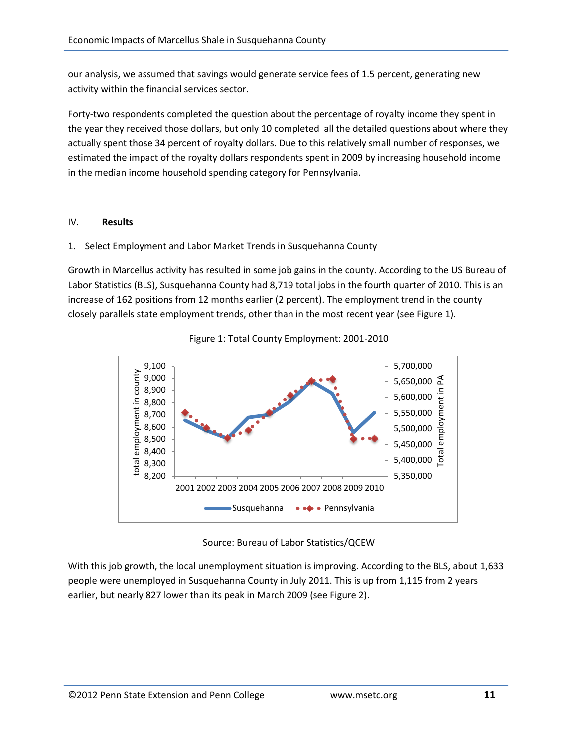our analysis, we assumed that savings would generate service fees of 1.5 percent, generating new activity within the financial services sector.

Forty-two respondents completed the question about the percentage of royalty income they spent in the year they received those dollars, but only 10 completed all the detailed questions about where they actually spent those 34 percent of royalty dollars. Due to this relatively small number of responses, we estimated the impact of the royalty dollars respondents spent in 2009 by increasing household income in the median income household spending category for Pennsylvania.

## IV. Results

### 1. Select Employment and Labor Market Trends in Susquehanna County

Growth in Marcellus activity has resulted in some job gains in the county. According to the US Bureau of Labor Statistics (BLS), Susquehanna County had 8,719 total jobs in the fourth quarter of 2010. This is an increase of 162 positions from 12 months earlier (2 percent). The employment trend in the county closely parallels state employment trends, other than in the most recent year (see Figure 1).

Figure 1: Total County Employment: 2001-2010

Source: Bureau of Labor Statistics/QCEW

With this job growth, the local unemployment situation is improving. According to the BLS, about 1,633 people were unemployed in Susquehanna County in July 2011. This is up from 1,115 from 2 years earlier, but nearly 827 lower than its peak in March 2009 (see Figure 2).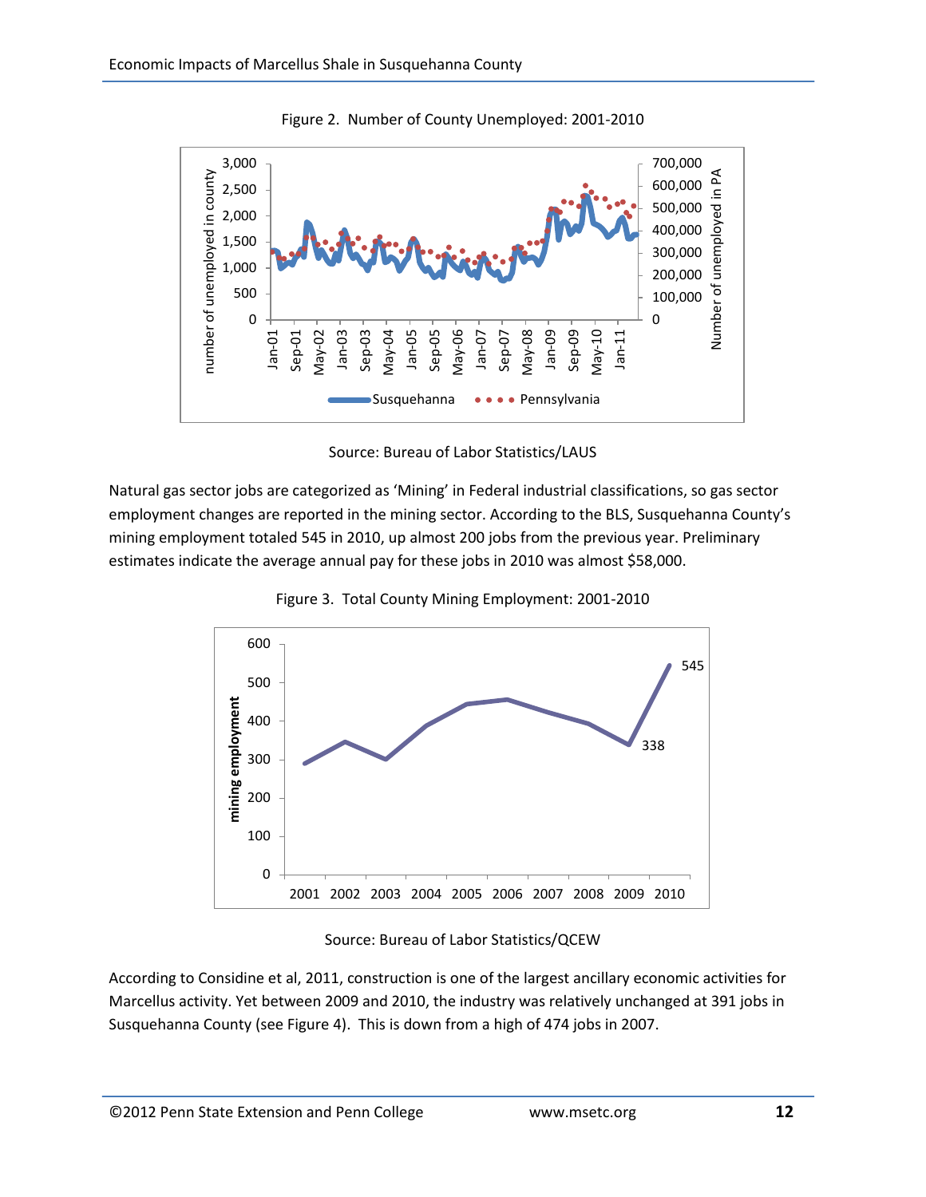Figure 2. Number of County Unemployed: 2001-2010

Source: Bureau of Labor Statistics/LAUS

Natural gas sector jobs are categorized as 'Mining' in Federal industrial classifications, so gas sector employment changes are reported in the mining sector. According to the BLS, Susquehanna County's mining employment totaled 545 in 2010, up almost 200 jobs from the previous year. Preliminary estimates indicate the average annual pay for these jobs in 2010 was almost $58,000.

Figure 3. Total County Mining Employment: 2001-2010

Source: Bureau of Labor Statistics/QCEW

According to Considine et al, 2011, construction is one of the largest ancillary economic activities for Marcellus activity. Yet between 2009 and 2010, the industry was relatively unchanged at 391 jobs in Susquehanna County (see Figure 4). This is down from a high of 474 jobs in 2007.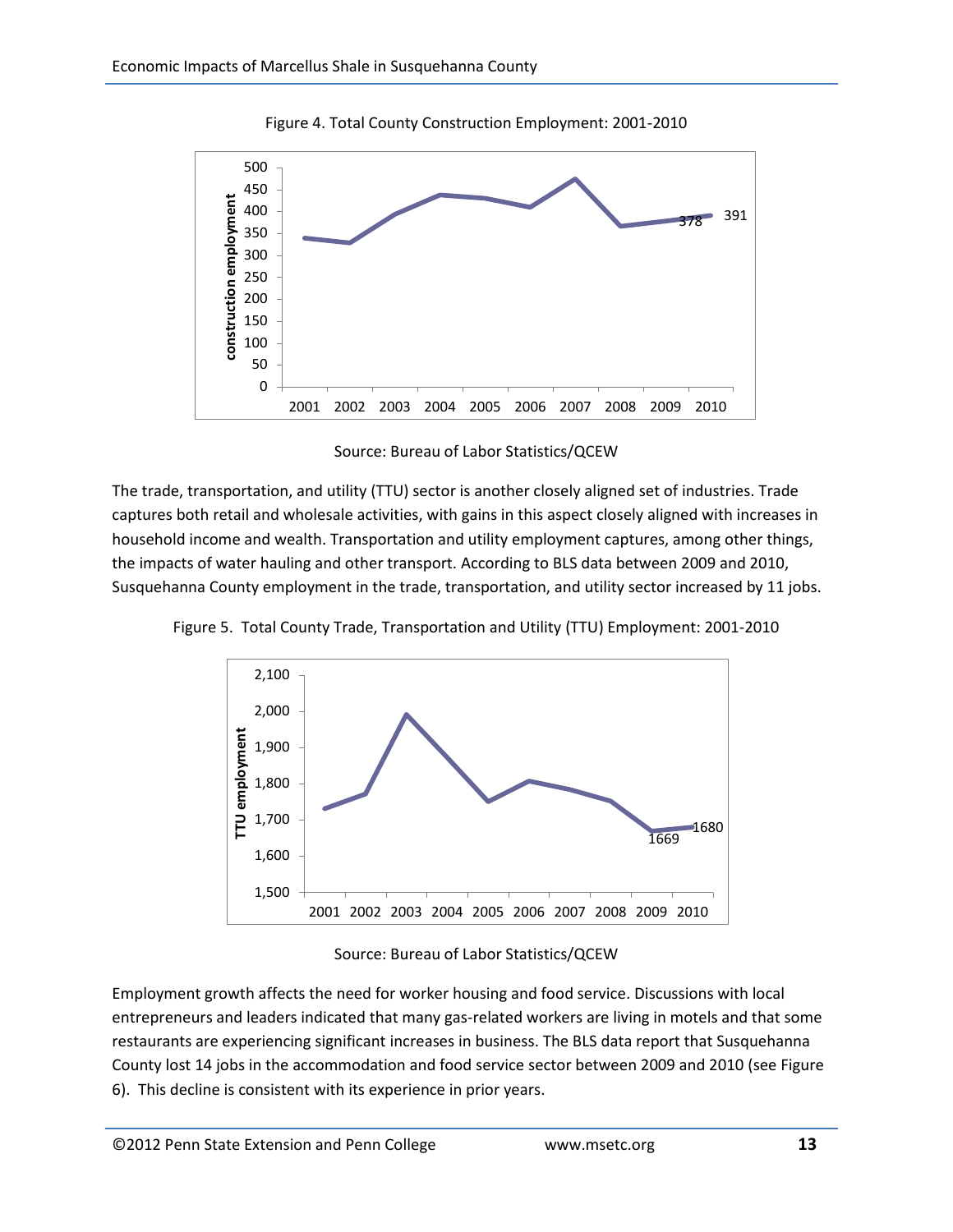Figure 4. Total County Construction Employment: 2001-2010

Source: Bureau of Labor Statistics/QCEW

The trade, transportation, and utility (TTU) sector is another closely aligned set of industries. Trade captures both retail and wholesale activities, with gains in this aspect closely aligned with increases in household income and wealth. Transportation and utility employment captures, among other things, the impacts of water hauling and other transport. According to BLS data between 2009 and 2010, Susquehanna County employment in the trade, transportation, and utility sector increased by 11 jobs.

Figure 5. Total County Trade, Transportation and Utility (TTU) Employment: 2001-2010

Source: Bureau of Labor Statistics/QCEW

Employment growth affects the need for worker housing and food service. Discussions with local entrepreneurs and leaders indicated that many gas-related workers are living in motels and that some restaurants are experiencing significant increases in business. The BLS data report that Susquehanna County lost 14 jobs in the accommodation and food service sector between 2009 and 2010 (see Figure 6). This decline is consistent with its experience in prior years.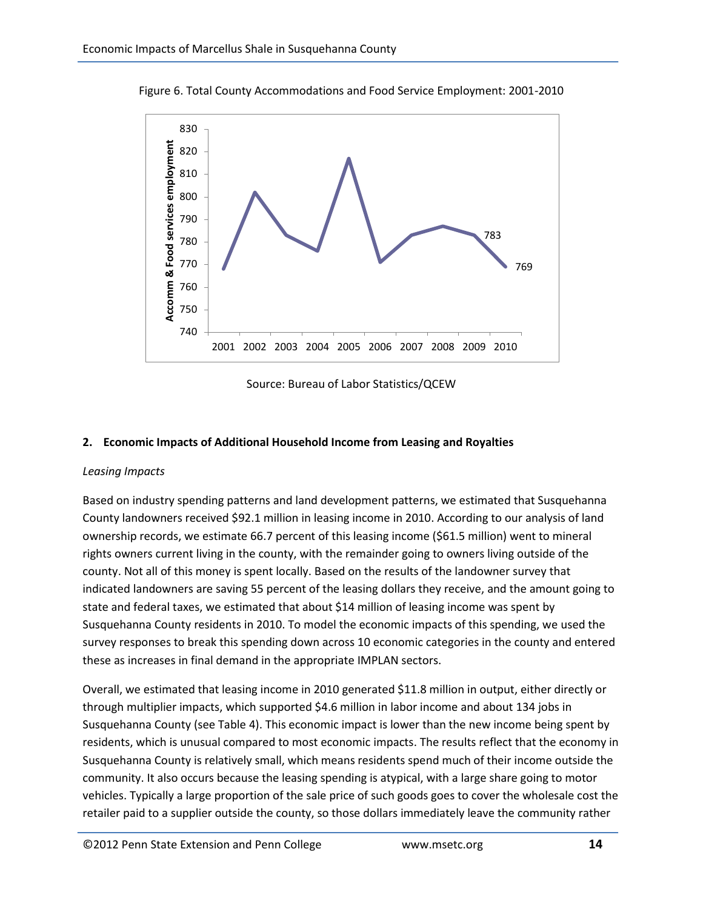Figure 6. Total County Accommodations and Food Service Employment: 2001-2010

Source: Bureau of Labor Statistics/QCEW

**2. Economic Impacts of Additional Household Income from Leasing and Royalties**

*Leasing Impacts*

Based on industry spending patterns and land development patterns, we estimated that Susquehanna County landowners received $92.1 million in leasing income in 2010. According to our analysis of land ownership records, we estimate 66.7 percent of this leasing income ($61.5 million) went to mineral rights owners current living in the county, with the remainder going to owners living outside of the county. Not all of this money is spent locally. Based on the results of the landowner survey that indicated landowners are saving 55 percent of the leasing dollars they receive, and the amount going to state and federal taxes, we estimated that about $14 million of leasing income was spent by Susquehanna County residents in 2010. To model the economic impacts of this spending, we used the survey responses to break this spending down across 10 economic categories in the county and entered these as increases in final demand in the appropriate IMPLAN sectors.

Overall, we estimated that leasing income in 2010 generated $11.8 million in output, either directly or through multiplier impacts, which supported $4.6 million in labor income and about 134 jobs in Susquehanna County (see Table 4). This economic impact is lower than the new income being spent by residents, which is unusual compared to most economic impacts. The results reflect that the economy in Susquehanna County is relatively small, which means residents spend much of their income outside the community. It also occurs because the leasing spending is atypical, with a large share going to motor vehicles. Typically a large proportion of the sale price of such goods goes to cover the wholesale cost the retailer paid to a supplier outside the county, so those dollars immediately leave the community rather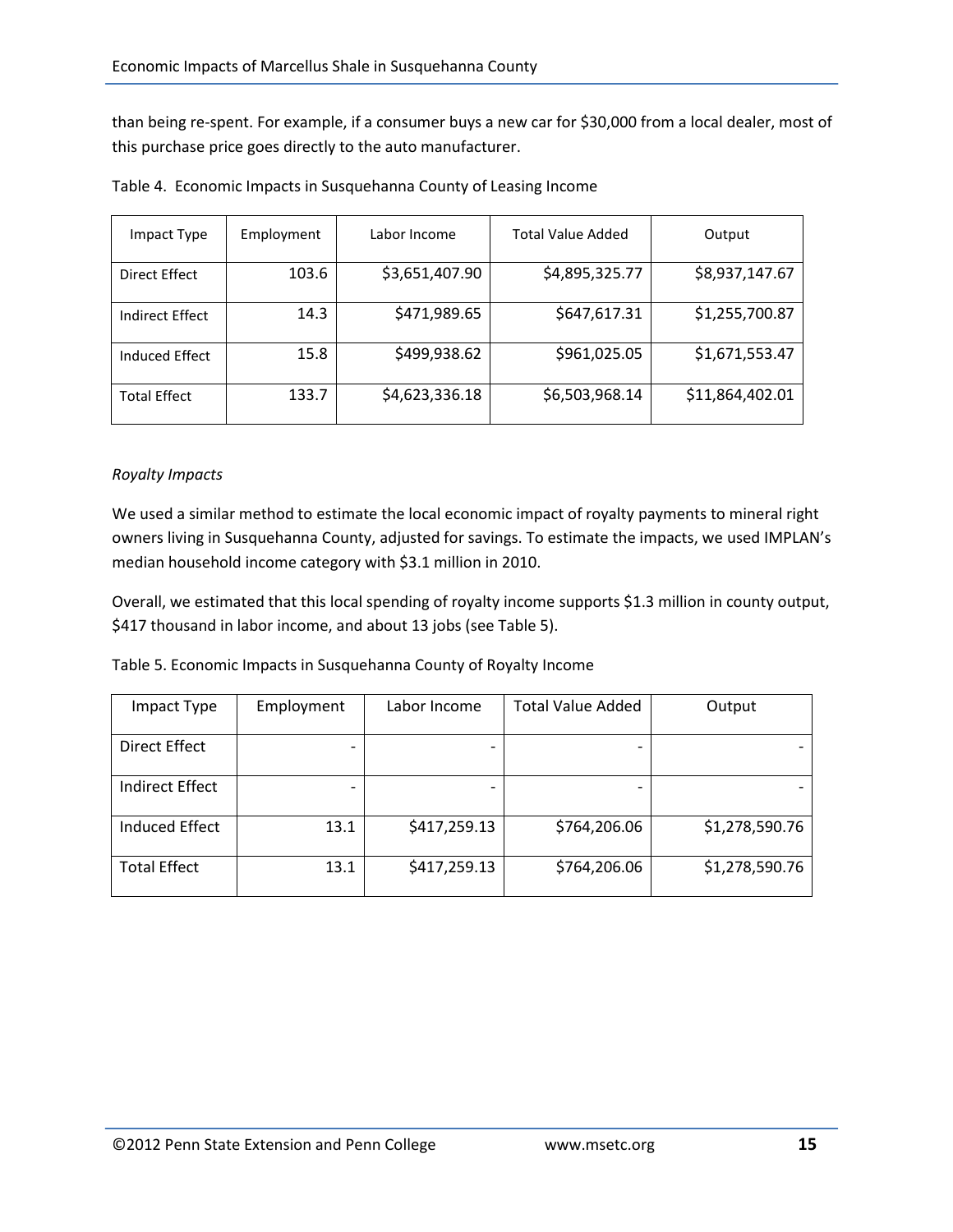than being re-spent. For example, if a consumer buys a new car for $30,000 from a local dealer, most of this purchase price goes directly to the auto manufacturer.

Table 4. Economic Impacts in Susquehanna County of Leasing Income

| Impact Type | Employment | Labor Income | Total Value Added | Output |
|---|---|---|---|---|
| Direct Effect | 103.6 | $3,651,407.90 | $4,895,325.77 | $8,937,147.67 |
| Indirect Effect | 14.3 | $471,989.65 | $647,617.31 | $1,255,700.87 |
| Induced Effect | 15.8 | $499,938.62 | $961,025.05 | $1,671,553.47 |
| Total Effect | 133.7 | $4,623,336.18 | $6,503,968.14 | $11,864,402.01 |

*Royalty Impacts*

We used a similar method to estimate the local economic impact of royalty payments to mineral right owners living in Susquehanna County, adjusted for savings. To estimate the impacts, we used IMPLAN's median household income category with $3.1 million in 2010.

Overall, we estimated that this local spending of royalty income supports $1.3 million in county output, $417 thousand in labor income, and about 13 jobs (see Table 5).

Table 5. Economic Impacts in Susquehanna County of Royalty Income

| Impact Type | Employment | Labor Income | Total Value Added | Output |
|---|---|---|---|---|
| Direct Effect | - | - | - | - |
| Indirect Effect | - | - | - | - |
| Induced Effect | 13.1 | $417,259.13 | $764,206.06 | $1,278,590.76 |
| Total Effect | 13.1 | $417,259.13 | $764,206.06 | $1,278,590.76 |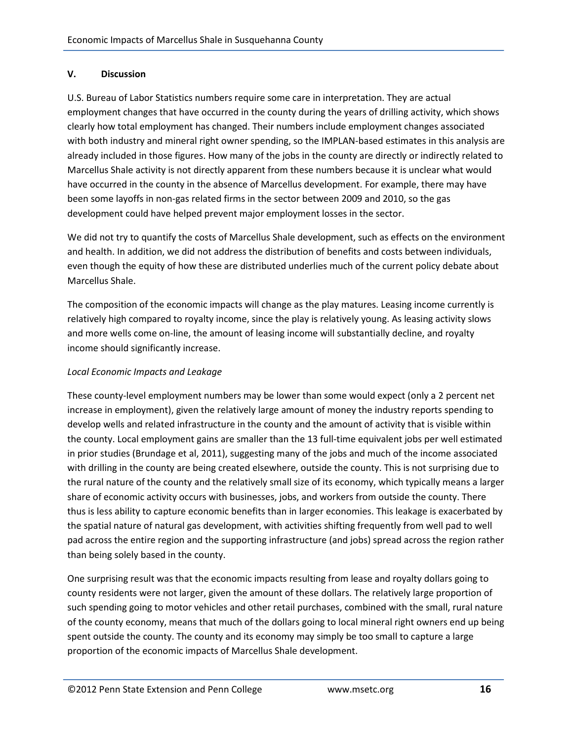## V. Discussion

U.S. Bureau of Labor Statistics numbers require some care in interpretation. They are actual employment changes that have occurred in the county during the years of drilling activity, which shows clearly how total employment has changed. Their numbers include employment changes associated with both industry and mineral right owner spending, so the IMPLAN-based estimates in this analysis are already included in those figures. How many of the jobs in the county are directly or indirectly related to Marcellus Shale activity is not directly apparent from these numbers because it is unclear what would have occurred in the county in the absence of Marcellus development. For example, there may have been some layoffs in non-gas related firms in the sector between 2009 and 2010, so the gas development could have helped prevent major employment losses in the sector.

We did not try to quantify the costs of Marcellus Shale development, such as effects on the environment and health. In addition, we did not address the distribution of benefits and costs between individuals, even though the equity of how these are distributed underlies much of the current policy debate about Marcellus Shale.

The composition of the economic impacts will change as the play matures. Leasing income currently is relatively high compared to royalty income, since the play is relatively young. As leasing activity slows and more wells come on-line, the amount of leasing income will substantially decline, and royalty income should significantly increase.

*Local Economic Impacts and Leakage*

These county-level employment numbers may be lower than some would expect (only a 2 percent net increase in employment), given the relatively large amount of money the industry reports spending to develop wells and related infrastructure in the county and the amount of activity that is visible within the county. Local employment gains are smaller than the 13 full-time equivalent jobs per well estimated in prior studies (Brundage et al, 2011), suggesting many of the jobs and much of the income associated with drilling in the county are being created elsewhere, outside the county. This is not surprising due to the rural nature of the county and the relatively small size of its economy, which typically means a larger share of economic activity occurs with businesses, jobs, and workers from outside the county. There thus is less ability to capture economic benefits than in larger economies. This leakage is exacerbated by the spatial nature of natural gas development, with activities shifting frequently from well pad to well pad across the entire region and the supporting infrastructure (and jobs) spread across the region rather than being solely based in the county.

One surprising result was that the economic impacts resulting from lease and royalty dollars going to county residents were not larger, given the amount of these dollars. The relatively large proportion of such spending going to motor vehicles and other retail purchases, combined with the small, rural nature of the county economy, means that much of the dollars going to local mineral right owners end up being spent outside the county. The county and its economy may simply be too small to capture a large proportion of the economic impacts of Marcellus Shale development.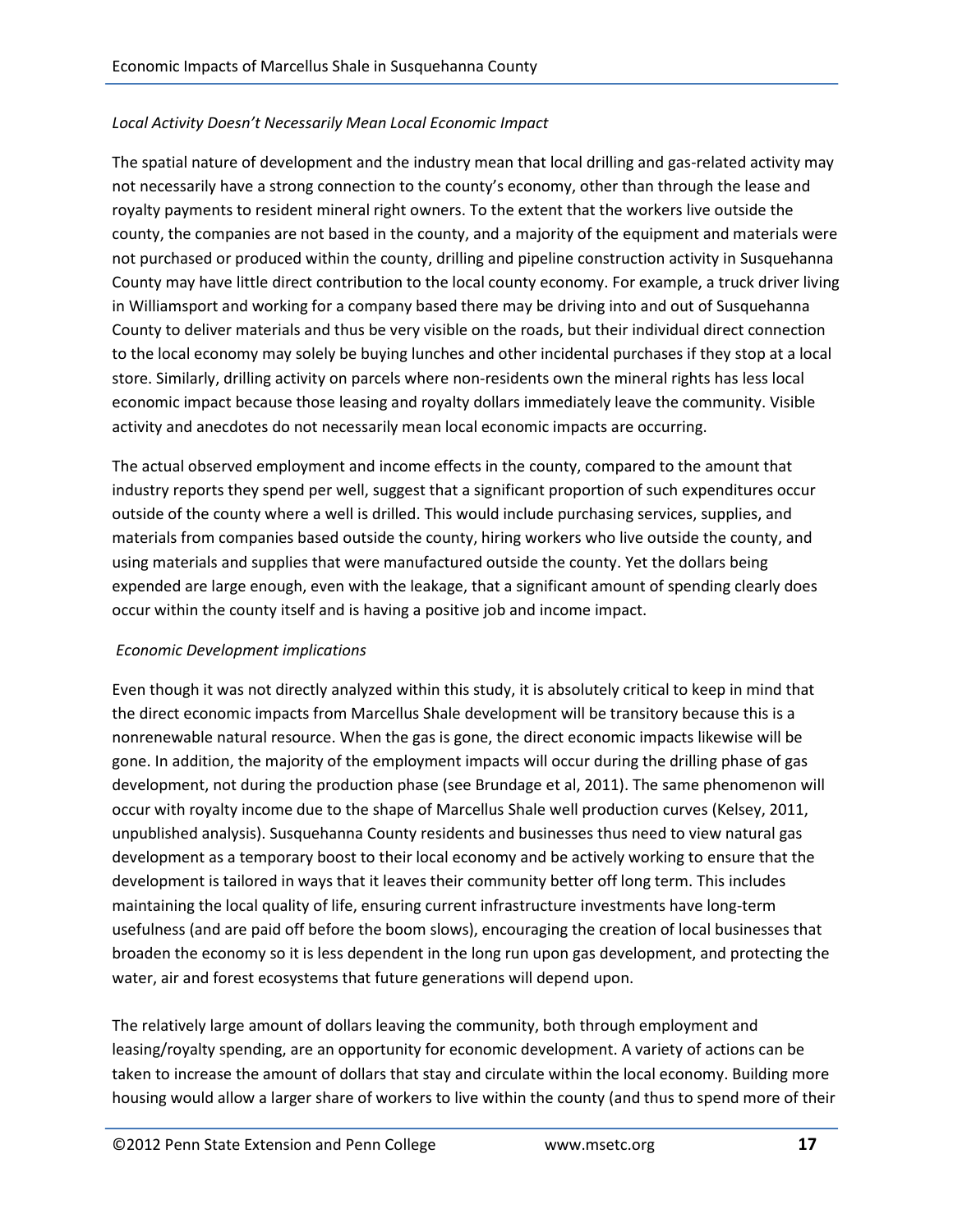*Local Activity Doesn't Necessarily Mean Local Economic Impact*

The spatial nature of development and the industry mean that local drilling and gas-related activity may not necessarily have a strong connection to the county's economy, other than through the lease and royalty payments to resident mineral right owners. To the extent that the workers live outside the county, the companies are not based in the county, and a majority of the equipment and materials were not purchased or produced within the county, drilling and pipeline construction activity in Susquehanna County may have little direct contribution to the local county economy. For example, a truck driver living in Williamsport and working for a company based there may be driving into and out of Susquehanna County to deliver materials and thus be very visible on the roads, but their individual direct connection to the local economy may solely be buying lunches and other incidental purchases if they stop at a local store. Similarly, drilling activity on parcels where non-residents own the mineral rights has less local economic impact because those leasing and royalty dollars immediately leave the community. Visible activity and anecdotes do not necessarily mean local economic impacts are occurring.

The actual observed employment and income effects in the county, compared to the amount that industry reports they spend per well, suggest that a significant proportion of such expenditures occur outside of the county where a well is drilled. This would include purchasing services, supplies, and materials from companies based outside the county, hiring workers who live outside the county, and using materials and supplies that were manufactured outside the county. Yet the dollars being expended are large enough, even with the leakage, that a significant amount of spending clearly does occur within the county itself and is having a positive job and income impact.

*Economic Development implications*

Even though it was not directly analyzed within this study, it is absolutely critical to keep in mind that the direct economic impacts from Marcellus Shale development will be transitory because this is a nonrenewable natural resource. When the gas is gone, the direct economic impacts likewise will be gone. In addition, the majority of the employment impacts will occur during the drilling phase of gas development, not during the production phase (see Brundage et al, 2011). The same phenomenon will occur with royalty income due to the shape of Marcellus Shale well production curves (Kelsey, 2011, unpublished analysis). Susquehanna County residents and businesses thus need to view natural gas development as a temporary boost to their local economy and be actively working to ensure that the development is tailored in ways that it leaves their community better off long term. This includes maintaining the local quality of life, ensuring current infrastructure investments have long-term usefulness (and are paid off before the boom slows), encouraging the creation of local businesses that broaden the economy so it is less dependent in the long run upon gas development, and protecting the water, air and forest ecosystems that future generations will depend upon.

The relatively large amount of dollars leaving the community, both through employment and leasing/royalty spending, are an opportunity for economic development. A variety of actions can be taken to increase the amount of dollars that stay and circulate within the local economy. Building more housing would allow a larger share of workers to live within the county (and thus to spend more of their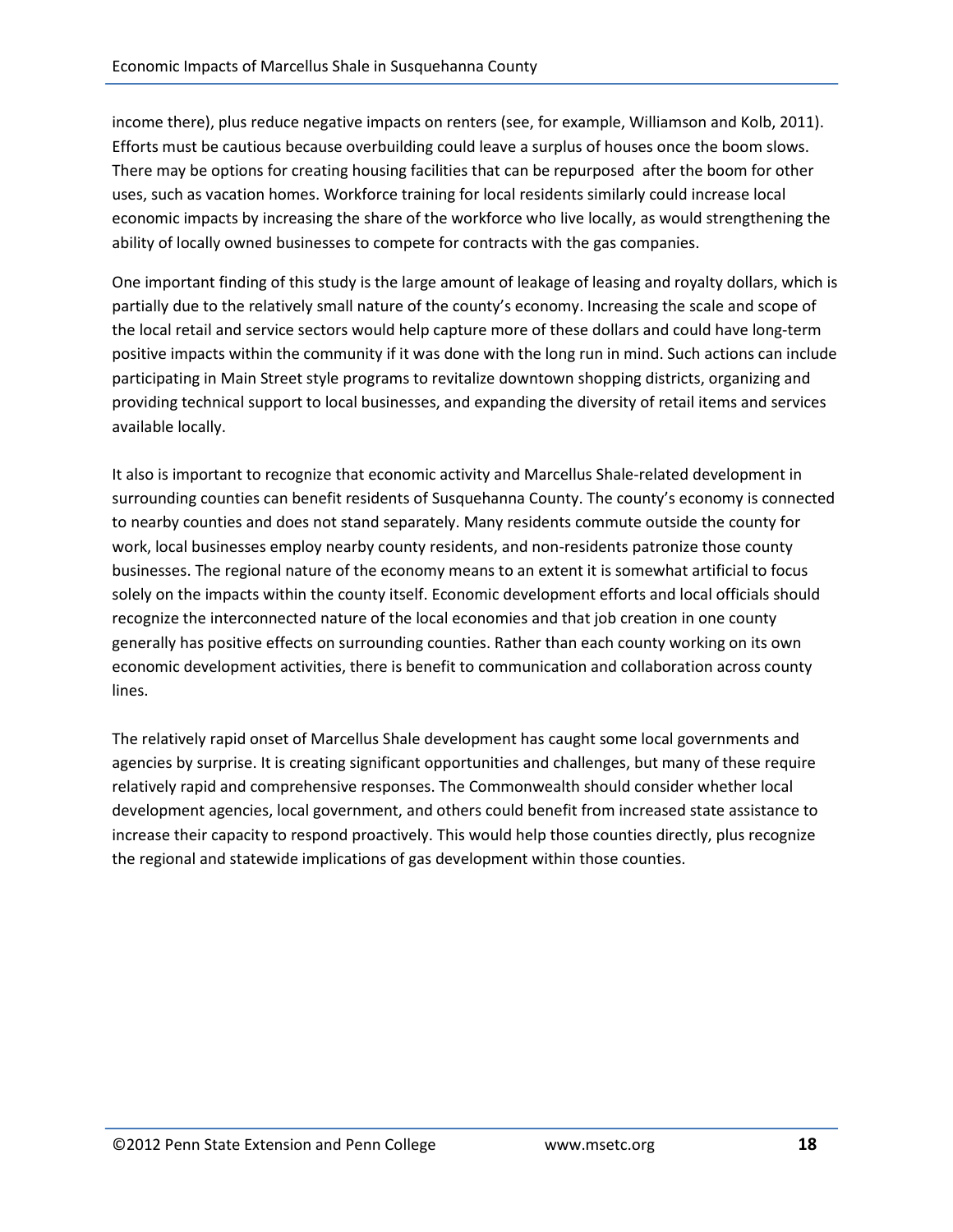income there), plus reduce negative impacts on renters (see, for example, Williamson and Kolb, 2011). Efforts must be cautious because overbuilding could leave a surplus of houses once the boom slows. There may be options for creating housing facilities that can be repurposed after the boom for other uses, such as vacation homes. Workforce training for local residents similarly could increase local economic impacts by increasing the share of the workforce who live locally, as would strengthening the ability of locally owned businesses to compete for contracts with the gas companies.

One important finding of this study is the large amount of leakage of leasing and royalty dollars, which is partially due to the relatively small nature of the county's economy. Increasing the scale and scope of the local retail and service sectors would help capture more of these dollars and could have long-term positive impacts within the community if it was done with the long run in mind. Such actions can include participating in Main Street style programs to revitalize downtown shopping districts, organizing and providing technical support to local businesses, and expanding the diversity of retail items and services available locally.

It also is important to recognize that economic activity and Marcellus Shale-related development in surrounding counties can benefit residents of Susquehanna County. The county's economy is connected to nearby counties and does not stand separately. Many residents commute outside the county for work, local businesses employ nearby county residents, and non-residents patronize those county businesses. The regional nature of the economy means to an extent it is somewhat artificial to focus solely on the impacts within the county itself. Economic development efforts and local officials should recognize the interconnected nature of the local economies and that job creation in one county generally has positive effects on surrounding counties. Rather than each county working on its own economic development activities, there is benefit to communication and collaboration across county lines.

The relatively rapid onset of Marcellus Shale development has caught some local governments and agencies by surprise. It is creating significant opportunities and challenges, but many of these require relatively rapid and comprehensive responses. The Commonwealth should consider whether local development agencies, local government, and others could benefit from increased state assistance to increase their capacity to respond proactively. This would help those counties directly, plus recognize the regional and statewide implications of gas development within those counties.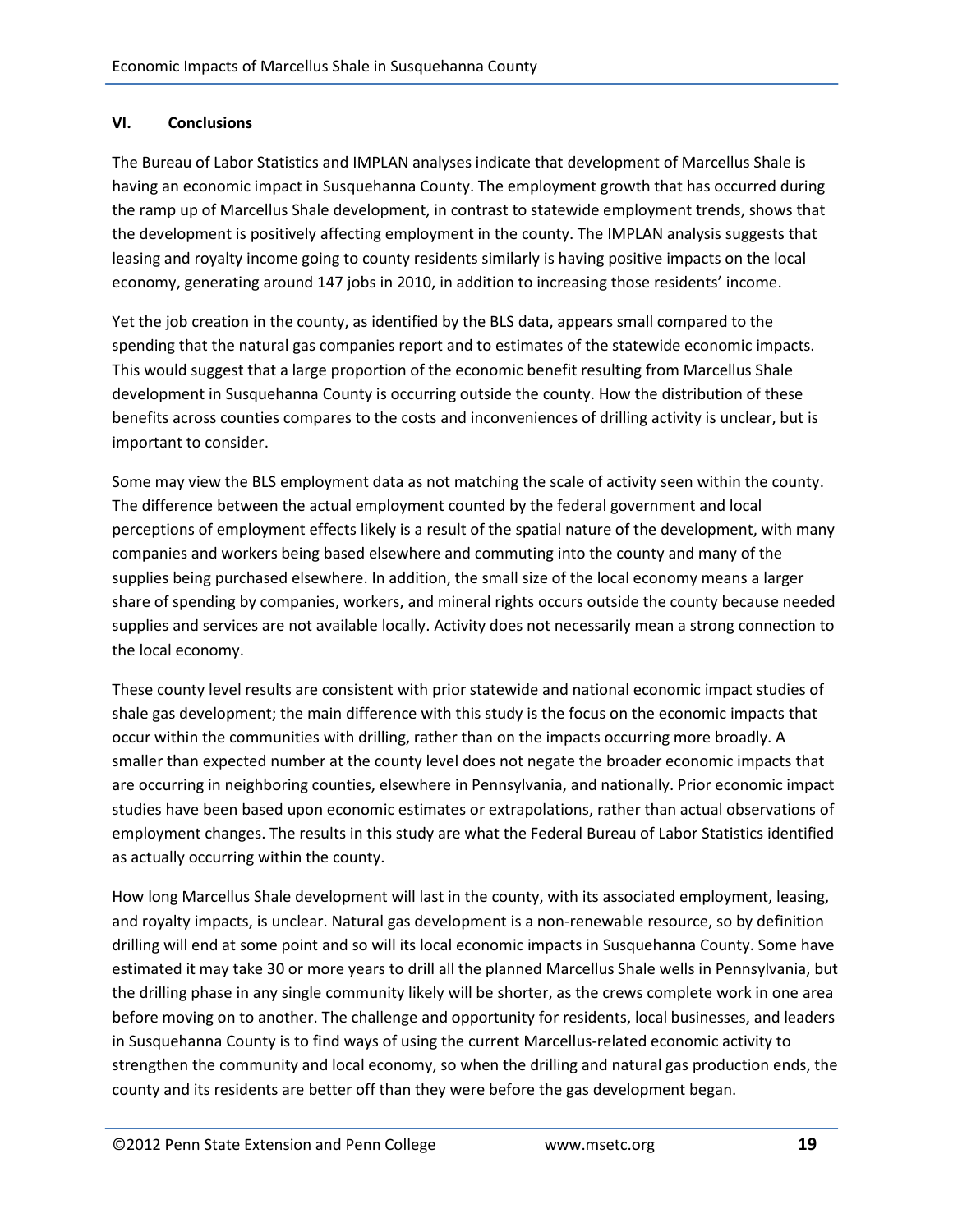## VI. Conclusions

The Bureau of Labor Statistics and IMPLAN analyses indicate that development of Marcellus Shale is having an economic impact in Susquehanna County. The employment growth that has occurred during the ramp up of Marcellus Shale development, in contrast to statewide employment trends, shows that the development is positively affecting employment in the county. The IMPLAN analysis suggests that leasing and royalty income going to county residents similarly is having positive impacts on the local economy, generating around 147 jobs in 2010, in addition to increasing those residents' income.

Yet the job creation in the county, as identified by the BLS data, appears small compared to the spending that the natural gas companies report and to estimates of the statewide economic impacts. This would suggest that a large proportion of the economic benefit resulting from Marcellus Shale development in Susquehanna County is occurring outside the county. How the distribution of these benefits across counties compares to the costs and inconveniences of drilling activity is unclear, but is important to consider.

Some may view the BLS employment data as not matching the scale of activity seen within the county. The difference between the actual employment counted by the federal government and local perceptions of employment effects likely is a result of the spatial nature of the development, with many companies and workers being based elsewhere and commuting into the county and many of the supplies being purchased elsewhere. In addition, the small size of the local economy means a larger share of spending by companies, workers, and mineral rights occurs outside the county because needed supplies and services are not available locally. Activity does not necessarily mean a strong connection to the local economy.

These county level results are consistent with prior statewide and national economic impact studies of shale gas development; the main difference with this study is the focus on the economic impacts that occur within the communities with drilling, rather than on the impacts occurring more broadly. A smaller than expected number at the county level does not negate the broader economic impacts that are occurring in neighboring counties, elsewhere in Pennsylvania, and nationally. Prior economic impact studies have been based upon economic estimates or extrapolations, rather than actual observations of employment changes. The results in this study are what the Federal Bureau of Labor Statistics identified as actually occurring within the county.

How long Marcellus Shale development will last in the county, with its associated employment, leasing, and royalty impacts, is unclear. Natural gas development is a non-renewable resource, so by definition drilling will end at some point and so will its local economic impacts in Susquehanna County. Some have estimated it may take 30 or more years to drill all the planned Marcellus Shale wells in Pennsylvania, but the drilling phase in any single community likely will be shorter, as the crews complete work in one area before moving on to another. The challenge and opportunity for residents, local businesses, and leaders in Susquehanna County is to find ways of using the current Marcellus-related economic activity to strengthen the community and local economy, so when the drilling and natural gas production ends, the county and its residents are better off than they were before the gas development began.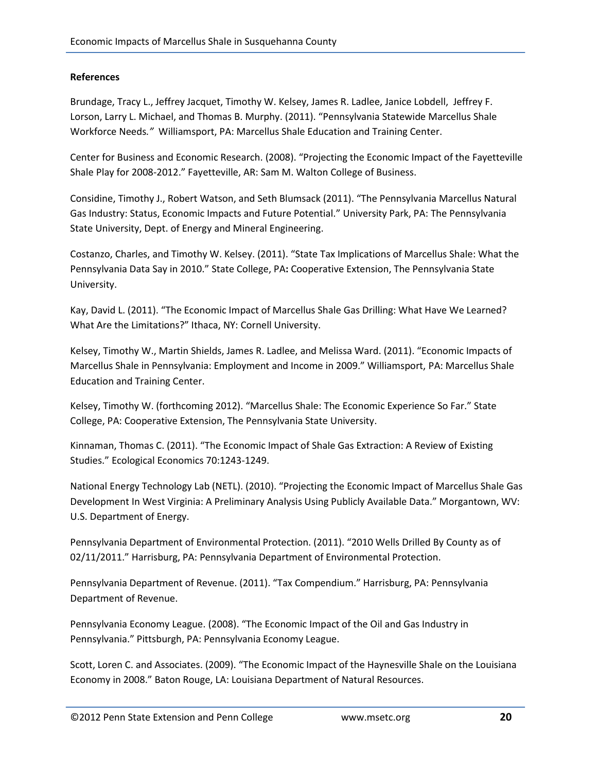**References**

Brundage, Tracy L., Jeffrey Jacquet, Timothy W. Kelsey, James R. Ladlee, Janice Lobdell, Jeffrey F. Lorson, Larry L. Michael, and Thomas B. Murphy. (2011). "Pennsylvania Statewide Marcellus Shale Workforce Needs*."* Williamsport, PA: Marcellus Shale Education and Training Center.

Center for Business and Economic Research. (2008). "Projecting the Economic Impact of the Fayetteville Shale Play for 2008-2012." Fayetteville, AR: Sam M. Walton College of Business.

Considine, Timothy J., Robert Watson, and Seth Blumsack (2011). "The Pennsylvania Marcellus Natural Gas Industry: Status, Economic Impacts and Future Potential." University Park, PA: The Pennsylvania State University, Dept. of Energy and Mineral Engineering.

Costanzo, Charles, and Timothy W. Kelsey. (2011). "State Tax Implications of Marcellus Shale: What the Pennsylvania Data Say in 2010." State College, PA**:** Cooperative Extension, The Pennsylvania State University.

Kay, David L. (2011). "The Economic Impact of Marcellus Shale Gas Drilling: What Have We Learned? What Are the Limitations?" Ithaca, NY: Cornell University.

Kelsey, Timothy W., Martin Shields, James R. Ladlee, and Melissa Ward. (2011). "Economic Impacts of Marcellus Shale in Pennsylvania: Employment and Income in 2009." Williamsport, PA: Marcellus Shale Education and Training Center.

Kelsey, Timothy W. (forthcoming 2012). "Marcellus Shale: The Economic Experience So Far." State College, PA: Cooperative Extension, The Pennsylvania State University.

Kinnaman, Thomas C. (2011). "The Economic Impact of Shale Gas Extraction: A Review of Existing Studies." Ecological Economics 70:1243-1249.

National Energy Technology Lab (NETL). (2010). "Projecting the Economic Impact of Marcellus Shale Gas Development In West Virginia: A Preliminary Analysis Using Publicly Available Data." Morgantown, WV: U.S. Department of Energy.

Pennsylvania Department of Environmental Protection. (2011). "2010 Wells Drilled By County as of 02/11/2011." Harrisburg, PA: Pennsylvania Department of Environmental Protection.

Pennsylvania Department of Revenue. (2011). "Tax Compendium." Harrisburg, PA: Pennsylvania Department of Revenue.

Pennsylvania Economy League. (2008). "The Economic Impact of the Oil and Gas Industry in Pennsylvania." Pittsburgh, PA: Pennsylvania Economy League.

Scott, Loren C. and Associates. (2009). "The Economic Impact of the Haynesville Shale on the Louisiana Economy in 2008." Baton Rouge, LA: Louisiana Department of Natural Resources.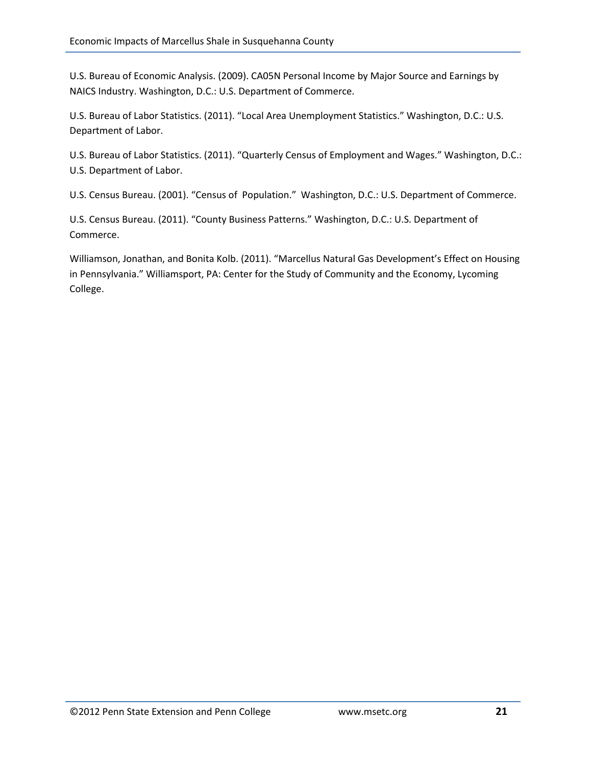U.S. Bureau of Economic Analysis. (2009). CA05N Personal Income by Major Source and Earnings by NAICS Industry. Washington, D.C.: U.S. Department of Commerce.

U.S. Bureau of Labor Statistics. (2011). "Local Area Unemployment Statistics." Washington, D.C.: U.S. Department of Labor.

U.S. Bureau of Labor Statistics. (2011). "Quarterly Census of Employment and Wages." Washington, D.C.: U.S. Department of Labor.

U.S. Census Bureau. (2001). "Census of Population." Washington, D.C.: U.S. Department of Commerce.

U.S. Census Bureau. (2011). "County Business Patterns." Washington, D.C.: U.S. Department of Commerce.

Williamson, Jonathan, and Bonita Kolb. (2011). "Marcellus Natural Gas Development's Effect on Housing in Pennsylvania." Williamsport, PA: Center for the Study of Community and the Economy, Lycoming College.